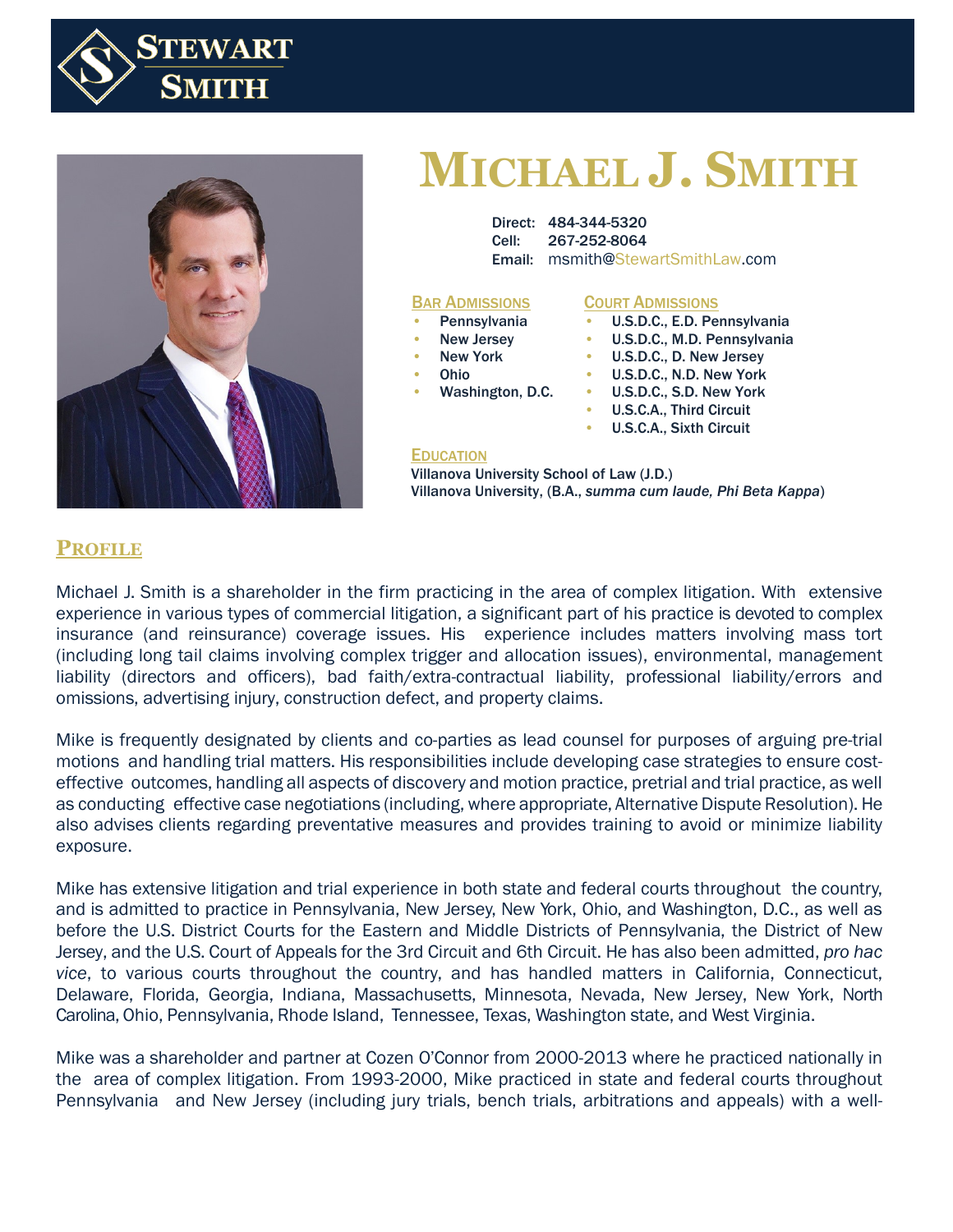STEWART SMITH

# MICHAEL J. SMITH

Direct: 484-344-5320
Cell: 267-252-8064
Email: msmith@StewartSmithLaw.com

**BAR ADMISSIONS**

- Pennsylvania
- New Jersey
- New York
- Ohio
- Washington, D.C.

**COURT ADMISSIONS**

- U.S.D.C., E.D. Pennsylvania
- U.S.D.C., M.D. Pennsylvania
- U.S.D.C., D. New Jersey
- U.S.D.C., N.D. New York
- U.S.D.C., S.D. New York
- U.S.C.A., Third Circuit
- U.S.C.A., Sixth Circuit

**EDUCATION**

Villanova University School of Law (J.D.)
Villanova University, (B.A., *summa cum laude, Phi Beta Kappa*)

## PROFILE

Michael J. Smith is a shareholder in the firm practicing in the area of complex litigation. With extensive experience in various types of commercial litigation, a significant part of his practice is devoted to complex insurance (and reinsurance) coverage issues. His experience includes matters involving mass tort (including long tail claims involving complex trigger and allocation issues), environmental, management liability (directors and officers), bad faith/extra-contractual liability, professional liability/errors and omissions, advertising injury, construction defect, and property claims.

Mike is frequently designated by clients and co-parties as lead counsel for purposes of arguing pre-trial motions and handling trial matters. His responsibilities include developing case strategies to ensure cost-effective outcomes, handling all aspects of discovery and motion practice, pretrial and trial practice, as well as conducting effective case negotiations (including, where appropriate, Alternative Dispute Resolution). He also advises clients regarding preventative measures and provides training to avoid or minimize liability exposure.

Mike has extensive litigation and trial experience in both state and federal courts throughout the country, and is admitted to practice in Pennsylvania, New Jersey, New York, Ohio, and Washington, D.C., as well as before the U.S. District Courts for the Eastern and Middle Districts of Pennsylvania, the District of New Jersey, and the U.S. Court of Appeals for the 3rd Circuit and 6th Circuit. He has also been admitted, *pro hac vice*, to various courts throughout the country, and has handled matters in California, Connecticut, Delaware, Florida, Georgia, Indiana, Massachusetts, Minnesota, Nevada, New Jersey, New York, North Carolina, Ohio, Pennsylvania, Rhode Island, Tennessee, Texas, Washington state, and West Virginia.

Mike was a shareholder and partner at Cozen O'Connor from 2000-2013 where he practiced nationally in the area of complex litigation. From 1993-2000, Mike practiced in state and federal courts throughout Pennsylvania and New Jersey (including jury trials, bench trials, arbitrations and appeals) with a well-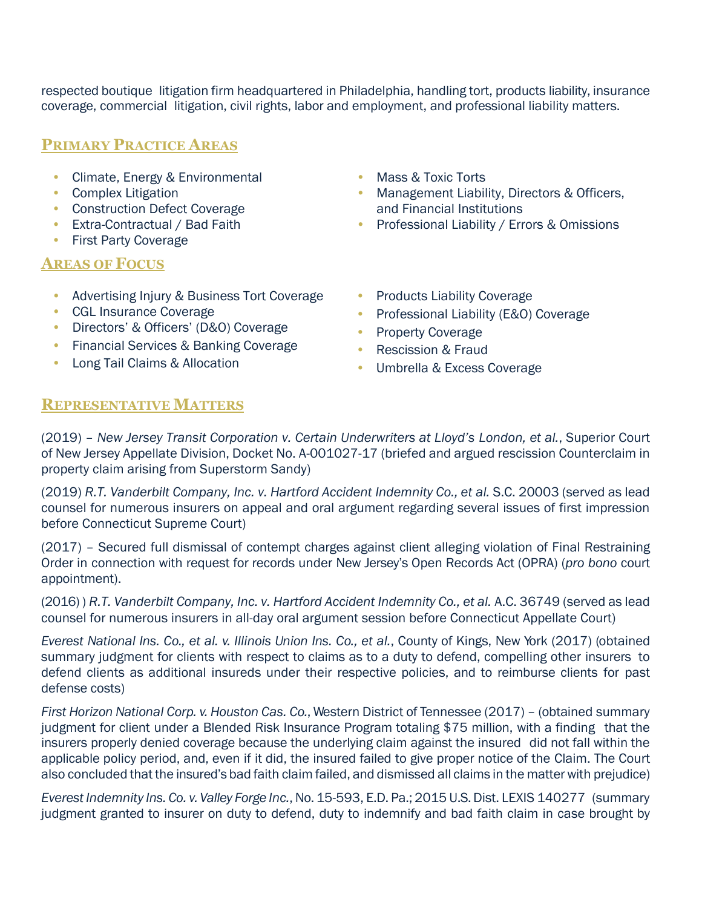respected boutique litigation firm headquartered in Philadelphia, handling tort, products liability, insurance coverage, commercial litigation, civil rights, labor and employment, and professional liability matters.

## Primary Practice Areas

- Climate, Energy & Environmental
- Complex Litigation
- Construction Defect Coverage
- Extra-Contractual / Bad Faith
- First Party Coverage
- Mass & Toxic Torts
- Management Liability, Directors & Officers, and Financial Institutions
- Professional Liability / Errors & Omissions

## Areas of Focus

- Advertising Injury & Business Tort Coverage
- CGL Insurance Coverage
- Directors' & Officers' (D&O) Coverage
- Financial Services & Banking Coverage
- Long Tail Claims & Allocation
- Products Liability Coverage
- Professional Liability (E&O) Coverage
- Property Coverage
- Rescission & Fraud
- Umbrella & Excess Coverage

## Representative Matters

(2019) – *New Jersey Transit Corporation v. Certain Underwriters at Lloyd's London, et al.*, Superior Court of New Jersey Appellate Division, Docket No. A-001027-17 (briefed and argued rescission Counterclaim in property claim arising from Superstorm Sandy)

(2019) *R.T. Vanderbilt Company, Inc. v. Hartford Accident Indemnity Co., et al.* S.C. 20003 (served as lead counsel for numerous insurers on appeal and oral argument regarding several issues of first impression before Connecticut Supreme Court)

(2017) – Secured full dismissal of contempt charges against client alleging violation of Final Restraining Order in connection with request for records under New Jersey's Open Records Act (OPRA) (*pro bono* court appointment).

(2016) ) *R.T. Vanderbilt Company, Inc. v. Hartford Accident Indemnity Co., et al.* A.C. 36749 (served as lead counsel for numerous insurers in all-day oral argument session before Connecticut Appellate Court)

*Everest National Ins. Co., et al. v. Illinois Union Ins. Co., et al.*, County of Kings, New York (2017) (obtained summary judgment for clients with respect to claims as to a duty to defend, compelling other insurers to defend clients as additional insureds under their respective policies, and to reimburse clients for past defense costs)

*First Horizon National Corp. v. Houston Cas. Co.*, Western District of Tennessee (2017) – (obtained summary judgment for client under a Blended Risk Insurance Program totaling $75 million, with a finding that the insurers properly denied coverage because the underlying claim against the insured did not fall within the applicable policy period, and, even if it did, the insured failed to give proper notice of the Claim. The Court also concluded that the insured's bad faith claim failed, and dismissed all claims in the matter with prejudice)

*Everest Indemnity Ins. Co. v. Valley Forge Inc.*, No. 15-593, E.D. Pa.; 2015 U.S. Dist. LEXIS 140277 (summary judgment granted to insurer on duty to defend, duty to indemnify and bad faith claim in case brought by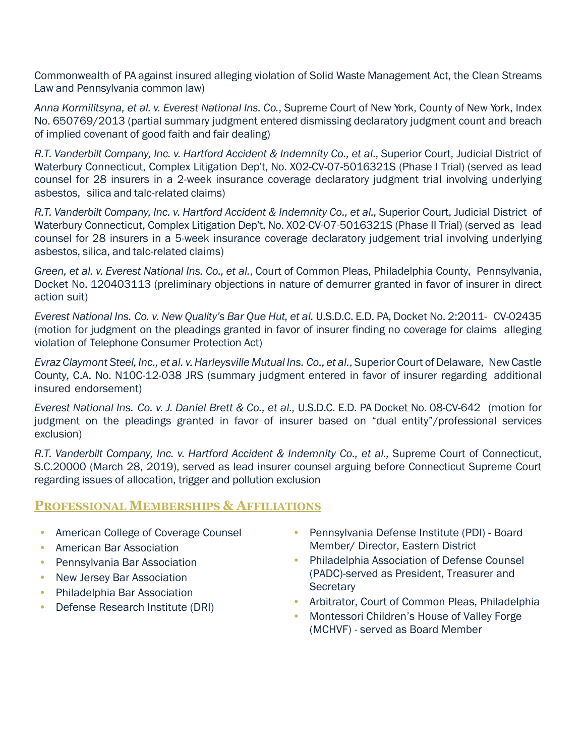Commonwealth of PA against insured alleging violation of Solid Waste Management Act, the Clean Streams Law and Pennsylvania common law)

*Anna Kormilitsyna, et al. v. Everest National Ins. Co.*, Supreme Court of New York, County of New York, Index No. 650769/2013 (partial summary judgment entered dismissing declaratory judgment count and breach of implied covenant of good faith and fair dealing)

*R.T. Vanderbilt Company, Inc. v. Hartford Accident & Indemnity Co., et al*., Superior Court, Judicial District of Waterbury Connecticut, Complex Litigation Dep't, No. X02-CV-07-5016321S (Phase I Trial) (served as lead counsel for 28 insurers in a 2-week insurance coverage declaratory judgment trial involving underlying asbestos, silica and talc-related claims)

*R.T. Vanderbilt Company, Inc. v. Hartford Accident & Indemnity Co., et al.,* Superior Court, Judicial District of Waterbury Connecticut, Complex Litigation Dep't, No. X02-CV-07-5016321S (Phase II Trial) (served as lead counsel for 28 insurers in a 5-week insurance coverage declaratory judgement trial involving underlying asbestos, silica, and talc-related claims)

*Green, et al. v. Everest National Ins. Co., et al.*, Court of Common Pleas, Philadelphia County, Pennsylvania, Docket No. 120403113 (preliminary objections in nature of demurrer granted in favor of insurer in direct action suit)

*Everest National Ins. Co. v. New Quality's Bar Que Hut, et al.* U.S.D.C. E.D. PA, Docket No. 2:2011- CV-02435 (motion for judgment on the pleadings granted in favor of insurer finding no coverage for claims alleging violation of Telephone Consumer Protection Act)

*Evraz Claymont Steel, Inc., et al. v. Harleysville Mutual Ins. Co., et al.*, Superior Court of Delaware, New Castle County, C.A. No. N10C-12-038 JRS (summary judgment entered in favor of insurer regarding additional insured endorsement)

*Everest National Ins. Co. v. J. Daniel Brett & Co., et al.,* U.S.D.C. E.D. PA Docket No. 08-CV-642 (motion for judgment on the pleadings granted in favor of insurer based on "dual entity"/professional services exclusion)

*R.T. Vanderbilt Company, Inc. v. Hartford Accident & Indemnity Co., et al.,* Supreme Court of Connecticut, S.C.20000 (March 28, 2019), served as lead insurer counsel arguing before Connecticut Supreme Court regarding issues of allocation, trigger and pollution exclusion

## PROFESSIONAL MEMBERSHIPS & AFFILIATIONS

- American College of Coverage Counsel
- American Bar Association
- Pennsylvania Bar Association
- New Jersey Bar Association
- Philadelphia Bar Association
- Defense Research Institute (DRI)
- Pennsylvania Defense Institute (PDI) - Board Member/ Director, Eastern District
- Philadelphia Association of Defense Counsel (PADC)-served as President, Treasurer and Secretary
- Arbitrator, Court of Common Pleas, Philadelphia
- Montessori Children's House of Valley Forge (MCHVF) - served as Board Member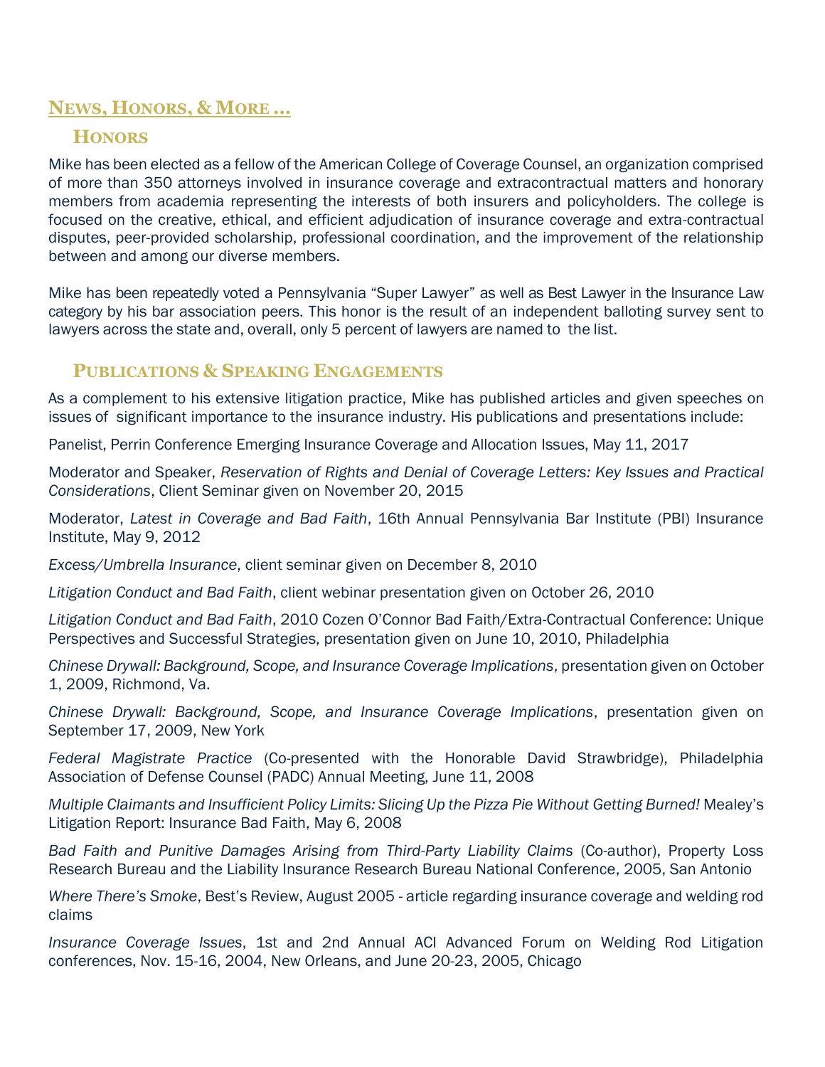## News, Honors, & More …

### Honors

Mike has been elected as a fellow of the American College of Coverage Counsel, an organization comprised of more than 350 attorneys involved in insurance coverage and extracontractual matters and honorary members from academia representing the interests of both insurers and policyholders. The college is focused on the creative, ethical, and efficient adjudication of insurance coverage and extra-contractual disputes, peer-provided scholarship, professional coordination, and the improvement of the relationship between and among our diverse members.

Mike has been repeatedly voted a Pennsylvania "Super Lawyer" as well as Best Lawyer in the Insurance Law category by his bar association peers. This honor is the result of an independent balloting survey sent to lawyers across the state and, overall, only 5 percent of lawyers are named to the list.

### Publications & Speaking Engagements

As a complement to his extensive litigation practice, Mike has published articles and given speeches on issues of significant importance to the insurance industry. His publications and presentations include:

Panelist, Perrin Conference Emerging Insurance Coverage and Allocation Issues, May 11, 2017

Moderator and Speaker, *Reservation of Rights and Denial of Coverage Letters: Key Issues and Practical Considerations*, Client Seminar given on November 20, 2015

Moderator, *Latest in Coverage and Bad Faith*, 16th Annual Pennsylvania Bar Institute (PBI) Insurance Institute, May 9, 2012

*Excess/Umbrella Insurance*, client seminar given on December 8, 2010

*Litigation Conduct and Bad Faith*, client webinar presentation given on October 26, 2010

*Litigation Conduct and Bad Faith*, 2010 Cozen O'Connor Bad Faith/Extra-Contractual Conference: Unique Perspectives and Successful Strategies, presentation given on June 10, 2010, Philadelphia

*Chinese Drywall: Background, Scope, and Insurance Coverage Implications*, presentation given on October 1, 2009, Richmond, Va.

*Chinese Drywall: Background, Scope, and Insurance Coverage Implications*, presentation given on September 17, 2009, New York

*Federal Magistrate Practice* (Co-presented with the Honorable David Strawbridge), Philadelphia Association of Defense Counsel (PADC) Annual Meeting, June 11, 2008

*Multiple Claimants and Insufficient Policy Limits: Slicing Up the Pizza Pie Without Getting Burned!* Mealey's Litigation Report: Insurance Bad Faith, May 6, 2008

*Bad Faith and Punitive Damages Arising from Third-Party Liability Claims* (Co-author), Property Loss Research Bureau and the Liability Insurance Research Bureau National Conference, 2005, San Antonio

*Where There's Smoke*, Best's Review, August 2005 - article regarding insurance coverage and welding rod claims

*Insurance Coverage Issues*, 1st and 2nd Annual ACI Advanced Forum on Welding Rod Litigation conferences, Nov. 15-16, 2004, New Orleans, and June 20-23, 2005, Chicago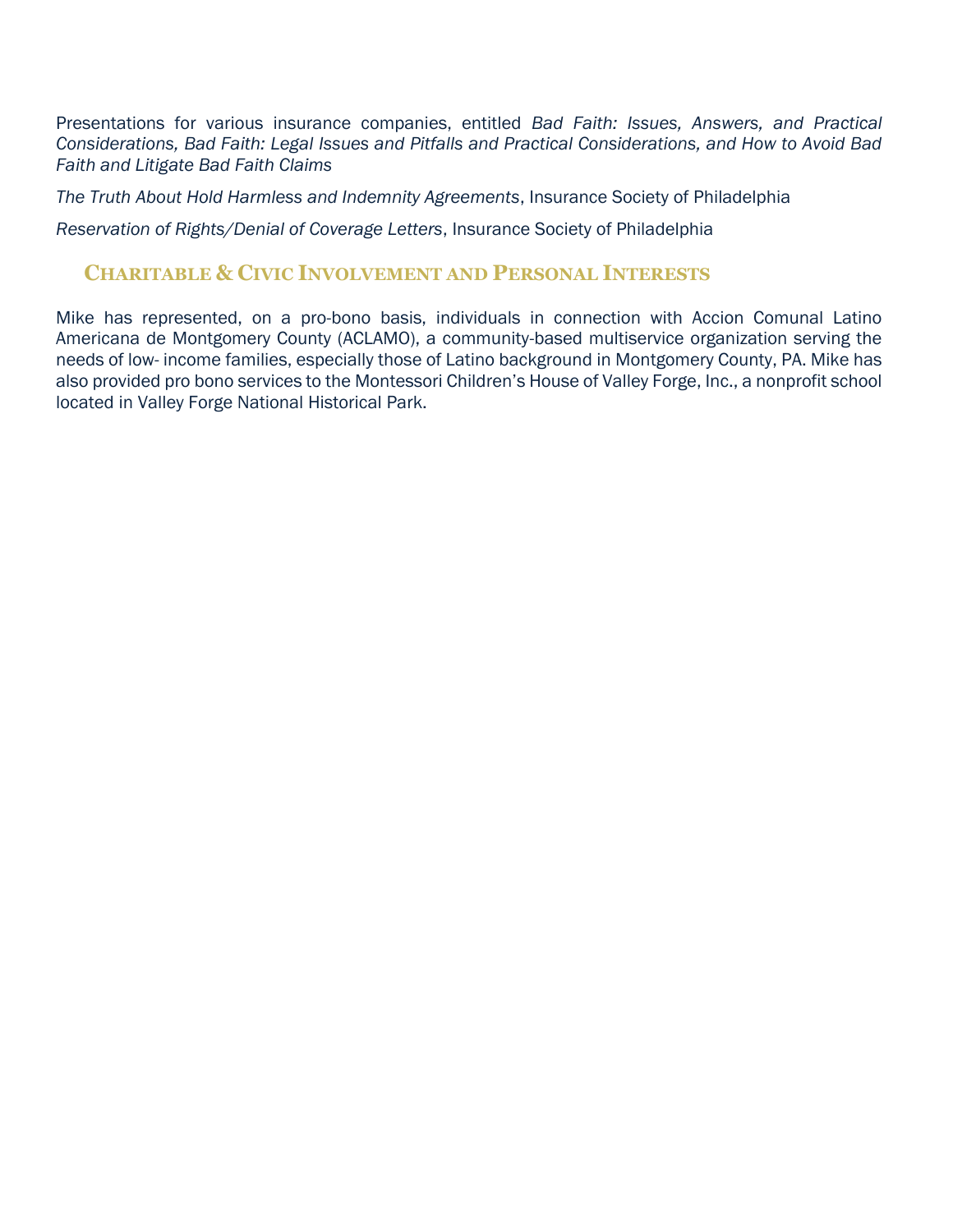Presentations for various insurance companies, entitled *Bad Faith: Issues, Answers, and Practical Considerations, Bad Faith: Legal Issues and Pitfalls and Practical Considerations, and How to Avoid Bad Faith and Litigate Bad Faith Claims*

*The Truth About Hold Harmless and Indemnity Agreements*, Insurance Society of Philadelphia

*Reservation of Rights/Denial of Coverage Letters*, Insurance Society of Philadelphia

## Charitable & Civic Involvement and Personal Interests

Mike has represented, on a pro-bono basis, individuals in connection with Accion Comunal Latino Americana de Montgomery County (ACLAMO), a community-based multiservice organization serving the needs of low- income families, especially those of Latino background in Montgomery County, PA. Mike has also provided pro bono services to the Montessori Children's House of Valley Forge, Inc., a nonprofit school located in Valley Forge National Historical Park.